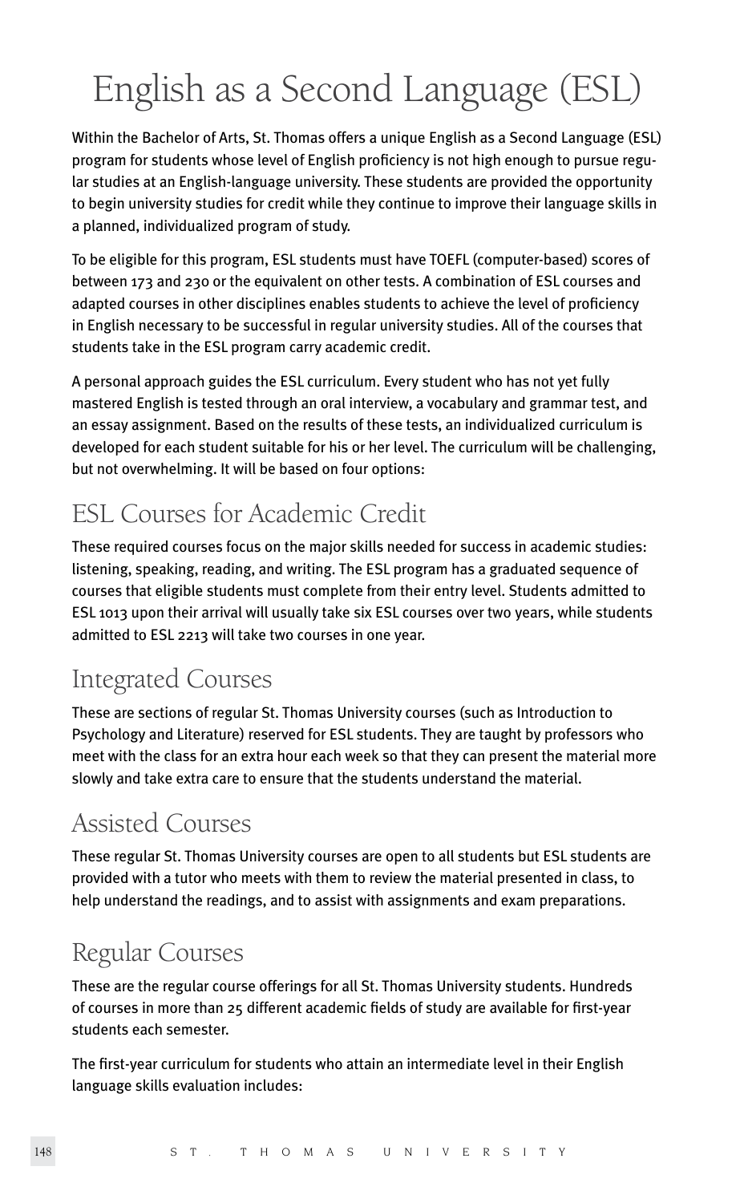# English as a Second Language (ESL)

Within the Bachelor of Arts, St. Thomas offers a unique English as a Second Language (ESL) program for students whose level of English proficiency is not high enough to pursue regular studies at an English-language university. These students are provided the opportunity to begin university studies for credit while they continue to improve their language skills in a planned, individualized program of study.

To be eligible for this program, ESL students must have TOEFL (computer-based) scores of between 173 and 230 or the equivalent on other tests. A combination of ESL courses and adapted courses in other disciplines enables students to achieve the level of proficiency in English necessary to be successful in regular university studies. All of the courses that students take in the ESL program carry academic credit.

A personal approach guides the ESL curriculum. Every student who has not yet fully mastered English is tested through an oral interview, a vocabulary and grammar test, and an essay assignment. Based on the results of these tests, an individualized curriculum is developed for each student suitable for his or her level. The curriculum will be challenging, but not overwhelming. It will be based on four options:

## ESL Courses for Academic Credit

These required courses focus on the major skills needed for success in academic studies: listening, speaking, reading, and writing. The ESL program has a graduated sequence of courses that eligible students must complete from their entry level. Students admitted to ESL 1013 upon their arrival will usually take six ESL courses over two years, while students admitted to ESL 2213 will take two courses in one year.

## Integrated Courses

These are sections of regular St. Thomas University courses (such as Introduction to Psychology and Literature) reserved for ESL students. They are taught by professors who meet with the class for an extra hour each week so that they can present the material more slowly and take extra care to ensure that the students understand the material.

## Assisted Courses

These regular St. Thomas University courses are open to all students but ESL students are provided with a tutor who meets with them to review the material presented in class, to help understand the readings, and to assist with assignments and exam preparations.

## Regular Courses

These are the regular course offerings for all St. Thomas University students. Hundreds of courses in more than 25 different academic fields of study are available for first-year students each semester.

The first-year curriculum for students who attain an intermediate level in their English language skills evaluation includes: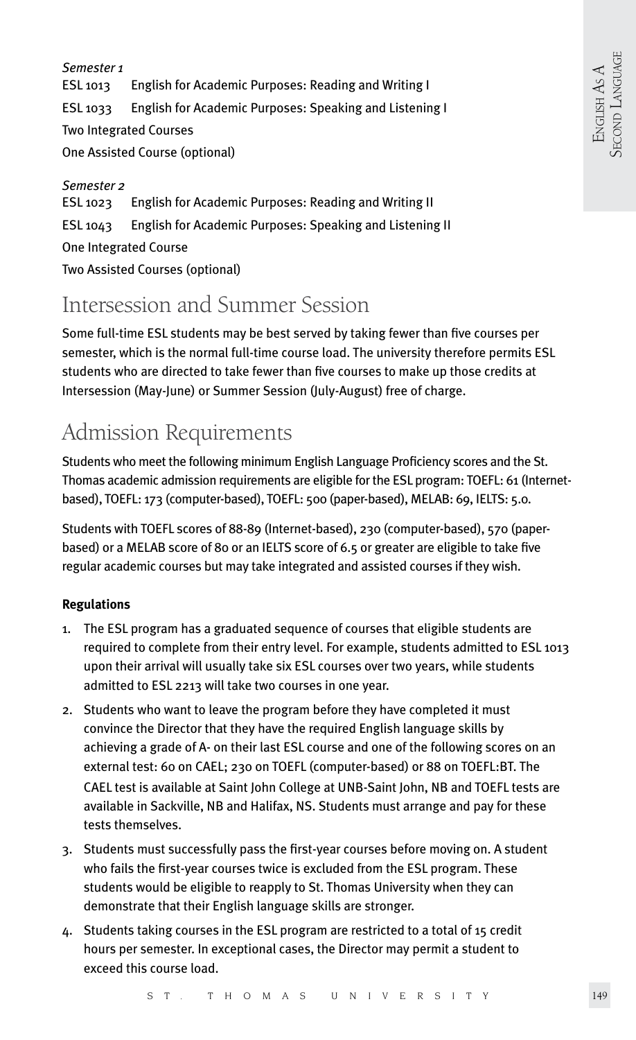*Semester 1*

ESL 1013 English for Academic Purposes: Reading and Writing I

ESL 1033 English for Academic Purposes: Speaking and Listening I

Two Integrated Courses

One Assisted Course (optional)

*Semester 2*

ESL 1023 English for Academic Purposes: Reading and Writing II

ESL 1043 English for Academic Purposes: Speaking and Listening II

One Integrated Course

Two Assisted Courses (optional)

## Intersession and Summer Session

Some full-time ESL students may be best served by taking fewer than five courses per semester, which is the normal full-time course load. The university therefore permits ESL students who are directed to take fewer than five courses to make up those credits at Intersession (May-June) or Summer Session (July-August) free of charge.

## Admission Requirements

Students who meet the following minimum English Language Proficiency scores and the St. Thomas academic admission requirements are eligible for the ESL program: TOEFL: 61 (Internet-based), TOEFL: 173 (computer-based), TOEFL: 500 (paper-based), MELAB: 69, IELTS: 5.0.

Students with TOEFL scores of 88-89 (Internet-based), 230 (computer-based), 570 (paper-based) or a MELAB score of 80 or an IELTS score of 6.5 or greater are eligible to take five regular academic courses but may take integrated and assisted courses if they wish.

**Regulations**

1. The ESL program has a graduated sequence of courses that eligible students are required to complete from their entry level. For example, students admitted to ESL 1013 upon their arrival will usually take six ESL courses over two years, while students admitted to ESL 2213 will take two courses in one year.
2. Students who want to leave the program before they have completed it must convince the Director that they have the required English language skills by achieving a grade of A- on their last ESL course and one of the following scores on an external test: 60 on CAEL; 230 on TOEFL (computer-based) or 88 on TOEFL:BT. The CAEL test is available at Saint John College at UNB-Saint John, NB and TOEFL tests are available in Sackville, NB and Halifax, NS. Students must arrange and pay for these tests themselves.
3. Students must successfully pass the first-year courses before moving on. A student who fails the first-year courses twice is excluded from the ESL program. These students would be eligible to reapply to St. Thomas University when they can demonstrate that their English language skills are stronger.
4. Students taking courses in the ESL program are restricted to a total of 15 credit hours per semester. In exceptional cases, the Director may permit a student to exceed this course load.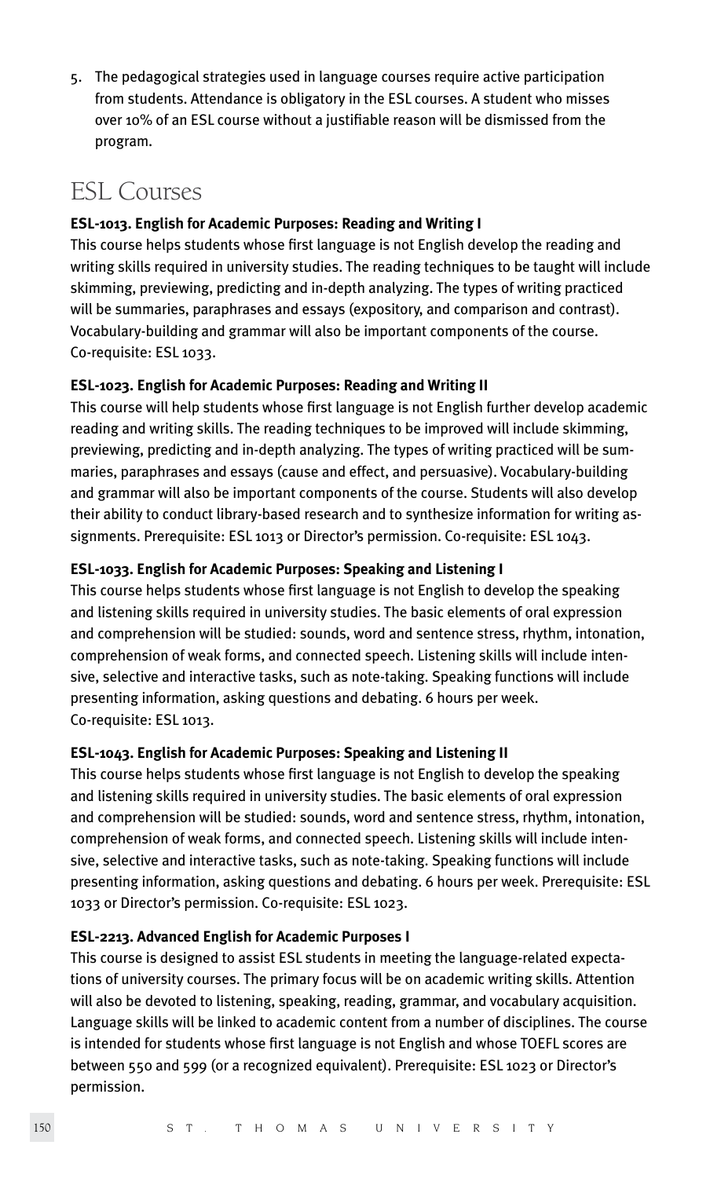5. The pedagogical strategies used in language courses require active participation from students. Attendance is obligatory in the ESL courses. A student who misses over 10% of an ESL course without a justifiable reason will be dismissed from the program.

## ESL Courses

**ESL-1013. English for Academic Purposes: Reading and Writing I**
This course helps students whose first language is not English develop the reading and writing skills required in university studies. The reading techniques to be taught will include skimming, previewing, predicting and in-depth analyzing. The types of writing practiced will be summaries, paraphrases and essays (expository, and comparison and contrast). Vocabulary-building and grammar will also be important components of the course. Co-requisite: ESL 1033.

**ESL-1023. English for Academic Purposes: Reading and Writing II**
This course will help students whose first language is not English further develop academic reading and writing skills. The reading techniques to be improved will include skimming, previewing, predicting and in-depth analyzing. The types of writing practiced will be summaries, paraphrases and essays (cause and effect, and persuasive). Vocabulary-building and grammar will also be important components of the course. Students will also develop their ability to conduct library-based research and to synthesize information for writing assignments. Prerequisite: ESL 1013 or Director's permission. Co-requisite: ESL 1043.

**ESL-1033. English for Academic Purposes: Speaking and Listening I**
This course helps students whose first language is not English to develop the speaking and listening skills required in university studies. The basic elements of oral expression and comprehension will be studied: sounds, word and sentence stress, rhythm, intonation, comprehension of weak forms, and connected speech. Listening skills will include intensive, selective and interactive tasks, such as note-taking. Speaking functions will include presenting information, asking questions and debating. 6 hours per week. Co-requisite: ESL 1013.

**ESL-1043. English for Academic Purposes: Speaking and Listening II**
This course helps students whose first language is not English to develop the speaking and listening skills required in university studies. The basic elements of oral expression and comprehension will be studied: sounds, word and sentence stress, rhythm, intonation, comprehension of weak forms, and connected speech. Listening skills will include intensive, selective and interactive tasks, such as note-taking. Speaking functions will include presenting information, asking questions and debating. 6 hours per week. Prerequisite: ESL 1033 or Director's permission. Co-requisite: ESL 1023.

**ESL-2213. Advanced English for Academic Purposes I**
This course is designed to assist ESL students in meeting the language-related expectations of university courses. The primary focus will be on academic writing skills. Attention will also be devoted to listening, speaking, reading, grammar, and vocabulary acquisition. Language skills will be linked to academic content from a number of disciplines. The course is intended for students whose first language is not English and whose TOEFL scores are between 550 and 599 (or a recognized equivalent). Prerequisite: ESL 1023 or Director's permission.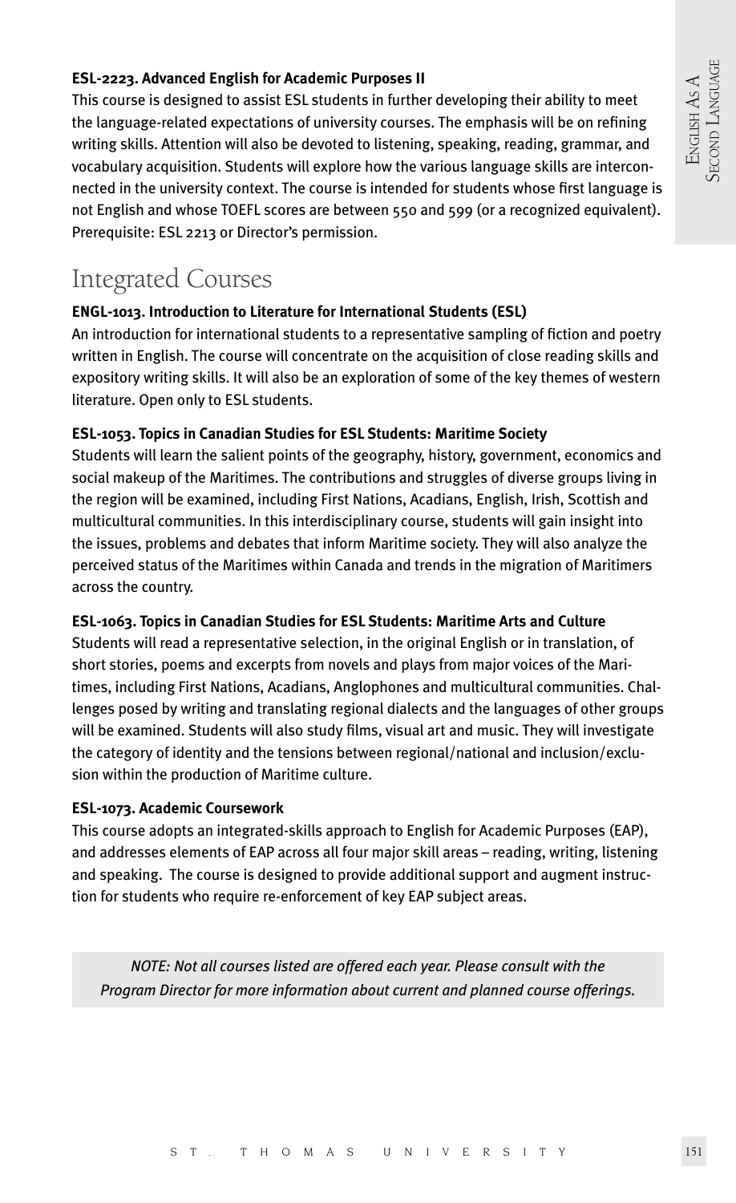**ESL-2223. Advanced English for Academic Purposes II**
This course is designed to assist ESL students in further developing their ability to meet the language-related expectations of university courses. The emphasis will be on refining writing skills. Attention will also be devoted to listening, speaking, reading, grammar, and vocabulary acquisition. Students will explore how the various language skills are interconnected in the university context. The course is intended for students whose first language is not English and whose TOEFL scores are between 550 and 599 (or a recognized equivalent). Prerequisite: ESL 2213 or Director's permission.

## Integrated Courses

**ENGL-1013. Introduction to Literature for International Students (ESL)**
An introduction for international students to a representative sampling of fiction and poetry written in English. The course will concentrate on the acquisition of close reading skills and expository writing skills. It will also be an exploration of some of the key themes of western literature. Open only to ESL students.

**ESL-1053. Topics in Canadian Studies for ESL Students: Maritime Society**
Students will learn the salient points of the geography, history, government, economics and social makeup of the Maritimes. The contributions and struggles of diverse groups living in the region will be examined, including First Nations, Acadians, English, Irish, Scottish and multicultural communities. In this interdisciplinary course, students will gain insight into the issues, problems and debates that inform Maritime society. They will also analyze the perceived status of the Maritimes within Canada and trends in the migration of Maritimers across the country.

**ESL-1063. Topics in Canadian Studies for ESL Students: Maritime Arts and Culture**
Students will read a representative selection, in the original English or in translation, of short stories, poems and excerpts from novels and plays from major voices of the Maritimes, including First Nations, Acadians, Anglophones and multicultural communities. Challenges posed by writing and translating regional dialects and the languages of other groups will be examined. Students will also study films, visual art and music. They will investigate the category of identity and the tensions between regional/national and inclusion/exclusion within the production of Maritime culture.

**ESL-1073. Academic Coursework**
This course adopts an integrated-skills approach to English for Academic Purposes (EAP), and addresses elements of EAP across all four major skill areas – reading, writing, listening and speaking. The course is designed to provide additional support and augment instruction for students who require re-enforcement of key EAP subject areas.

*NOTE: Not all courses listed are offered each year. Please consult with the Program Director for more information about current and planned course offerings.*